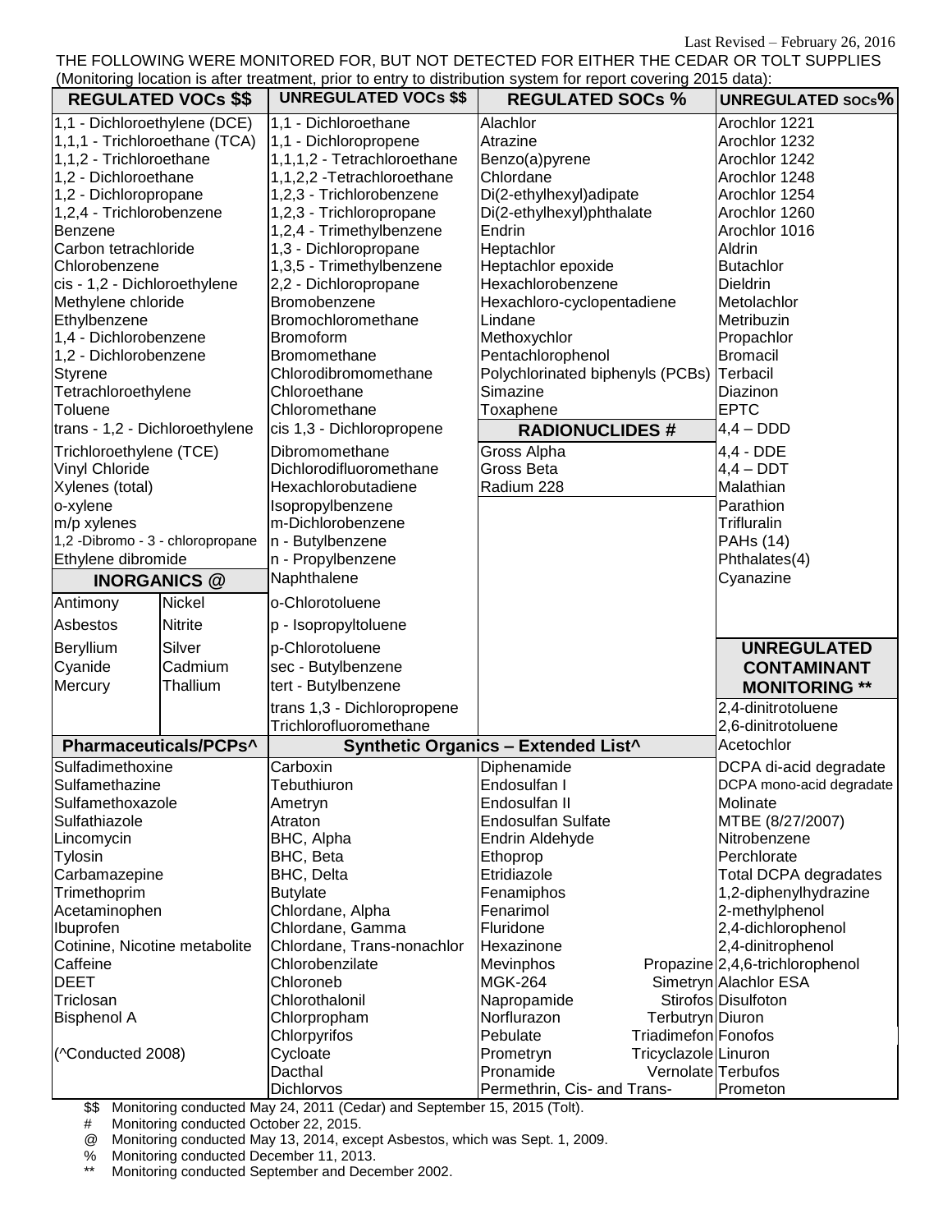Last Revised – February 26, 2016

THE FOLLOWING WERE MONITORED FOR, BUT NOT DETECTED FOR EITHER THE CEDAR OR TOLT SUPPLIES (Monitoring location is after treatment, prior to entry to distribution system for report covering 2015 data):

| REGULATED VOCs $$ | UNREGULATED VOCs $$ | REGULATED SOCs % | UNREGULATED SOCs% |
|---|---|---|---|
| 1,1 - Dichloroethylene (DCE) | 1,1 - Dichloroethane | Alachlor | Arochlor 1221 |
| 1,1,1 - Trichloroethane (TCA) | 1,1 - Dichloropropene | Atrazine | Arochlor 1232 |
| 1,1,2 - Trichloroethane | 1,1,1,2 - Tetrachloroethane | Benzo(a)pyrene | Arochlor 1242 |
| 1,2 - Dichloroethane | 1,1,2,2 -Tetrachloroethane | Chlordane | Arochlor 1248 |
| 1,2 - Dichloropropane | 1,2,3 - Trichlorobenzene | Di(2-ethylhexyl)adipate | Arochlor 1254 |
| 1,2,4 - Trichlorobenzene | 1,2,3 - Trichloropropane | Di(2-ethylhexyl)phthalate | Arochlor 1260 |
| Benzene | 1,2,4 - Trimethylbenzene | Endrin | Arochlor 1016 |
| Carbon tetrachloride | 1,3 - Dichloropropane | Heptachlor | Aldrin |
| Chlorobenzene | 1,3,5 - Trimethylbenzene | Heptachlor epoxide | Butachlor |
| cis - 1,2 - Dichloroethylene | 2,2 - Dichloropropane | Hexachlorobenzene | Dieldrin |
| Methylene chloride | Bromobenzene | Hexachloro-cyclopentadiene | Metolachlor |
| Ethylbenzene | Bromochloromethane | Lindane | Metribuzin |
| 1,4 - Dichlorobenzene | Bromoform | Methoxychlor | Propachlor |
| 1,2 - Dichlorobenzene | Bromomethane | Pentachlorophenol | Bromacil |
| Styrene | Chlorodibromomethane | Polychlorinated biphenyls (PCBs) | Terbacil |
| Tetrachloroethylene | Chloroethane | Simazine | Diazinon |
| Toluene | Chloromethane | Toxaphene | EPTC |
| trans - 1,2 - Dichloroethylene | cis 1,3 - Dichloropropene | **RADIONUCLIDES #** | 4,4 – DDD |
| Trichloroethylene (TCE) | Dibromomethane | Gross Alpha | 4,4 - DDE |
| Vinyl Chloride | Dichlorodifluoromethane | Gross Beta | 4,4 – DDT |
| Xylenes (total) | Hexachlorobutadiene | Radium 228 | Malathian |
| o-xylene | Isopropylbenzene | | Parathion |
| m/p xylenes | m-Dichlorobenzene | | Trifluralin |
| 1,2 -Dibromo - 3 - chloropropane | n - Butylbenzene | | PAHs (14) |
| Ethylene dibromide | n - Propylbenzene | | Phthalates(4) |
| | Naphthalene | | Cyanazine |
| | o-Chlorotoluene | | |
| | p - Isopropyltoluene | | |
| | p-Chlorotoluene | | |
| | sec - Butylbenzene | | |
| | tert - Butylbenzene | | |
| | trans 1,3 - Dichloropropene | | |
| | Trichlorofluoromethane | | |

| INORGANICS @ | |
|---|---|
| Antimony | Nickel |
| Asbestos | Nitrite |
| Beryllium | Silver |
| Cyanide | Cadmium |
| Mercury | Thallium |

| UNREGULATED CONTAMINANT MONITORING ** |
|---|
| 2,4-dinitrotoluene |
| 2,6-dinitrotoluene |
| Acetochlor |
| DCPA di-acid degradate |
| DCPA mono-acid degradate |
| Molinate |
| MTBE (8/27/2007) |
| Nitrobenzene |
| Perchlorate |
| Total DCPA degradates |
| 1,2-diphenylhydrazine |
| 2-methylphenol |
| 2,4-dichlorophenol |
| 2,4-dinitrophenol |
| 2,4,6-trichlorophenol |
| Alachlor ESA |
| Disulfoton |
| Diuron |
| Fonofos |
| Linuron |
| Terbufos |
| Prometon |

| Pharmaceuticals/PCPs^ |
|---|
| Sulfadimethoxine |
| Sulfamethazine |
| Sulfamethoxazole |
| Sulfathiazole |
| Lincomycin |
| Tylosin |
| Carbamazepine |
| Trimethoprim |
| Acetaminophen |
| Ibuprofen |
| Cotinine, Nicotine metabolite |
| Caffeine |
| DEET |
| Triclosan |
| Bisphenol A |
| (^Conducted 2008) |

| Synthetic Organics – Extended List^ | | |
|---|---|---|
| Carboxin | Diphenamide | |
| Tebuthiuron | Endosulfan I | |
| Ametryn | Endosulfan II | |
| Atraton | Endosulfan Sulfate | |
| BHC, Alpha | Endrin Aldehyde | |
| BHC, Beta | Ethoprop | |
| BHC, Delta | Etridiazole | |
| Butylate | Fenamiphos | |
| Chlordane, Alpha | Fenarimol | |
| Chlordane, Gamma | Fluridone | |
| Chlordane, Trans-nonachlor | Hexazinone | |
| Chlorobenzilate | Mevinphos | Propazine |
| Chloroneb | MGK-264 | Simetryn |
| Chlorothalonil | Napropamide | Stirofos |
| Chlorpropham | Norflurazon | Terbutryn |
| Chlorpyrifos | Pebulate | Triadimefon |
| Cycloate | Prometryn | Tricyclazole |
| Dacthal | Pronamide | Vernolate |
| Dichlorvos | Permethrin, Cis- and Trans- | |

$$ Monitoring conducted May 24, 2011 (Cedar) and September 15, 2015 (Tolt).

\# Monitoring conducted October 22, 2015.

@ Monitoring conducted May 13, 2014, except Asbestos, which was Sept. 1, 2009.

% Monitoring conducted December 11, 2013.

** Monitoring conducted September and December 2002.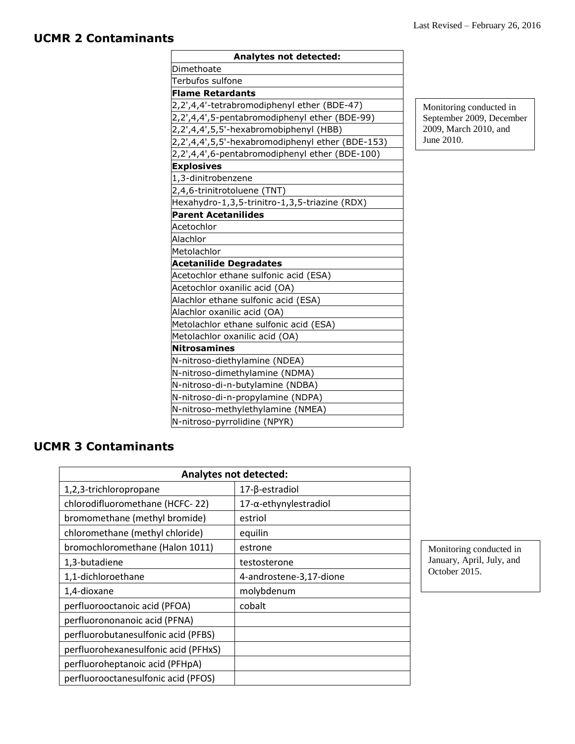## UCMR 2 Contaminants

| Analytes not detected: |
|---|
| Dimethoate |
| Terbufos sulfone |
| **Flame Retardants** |
| 2,2',4,4'-tetrabromodiphenyl ether (BDE-47) |
| 2,2',4,4',5-pentabromodiphenyl ether (BDE-99) |
| 2,2',4,4',5,5'-hexabromobiphenyl (HBB) |
| 2,2',4,4',5,5'-hexabromodiphenyl ether (BDE-153) |
| 2,2',4,4',6-pentabromodiphenyl ether (BDE-100) |
| **Explosives** |
| 1,3-dinitrobenzene |
| 2,4,6-trinitrotoluene (TNT) |
| Hexahydro-1,3,5-trinitro-1,3,5-triazine (RDX) |
| **Parent Acetanilides** |
| Acetochlor |
| Alachlor |
| Metolachlor |
| **Acetanilide Degradates** |
| Acetochlor ethane sulfonic acid (ESA) |
| Acetochlor oxanilic acid (OA) |
| Alachlor ethane sulfonic acid (ESA) |
| Alachlor oxanilic acid (OA) |
| Metolachlor ethane sulfonic acid (ESA) |
| Metolachlor oxanilic acid (OA) |
| **Nitrosamines** |
| N-nitroso-diethylamine (NDEA) |
| N-nitroso-dimethylamine (NDMA) |
| N-nitroso-di-n-butylamine (NDBA) |
| N-nitroso-di-n-propylamine (NDPA) |
| N-nitroso-methylethylamine (NMEA) |
| N-nitroso-pyrrolidine (NPYR) |

Monitoring conducted in September 2009, December 2009, March 2010, and June 2010.

## UCMR 3 Contaminants

| Analytes not detected: | |
|---|---|
| 1,2,3-trichloropropane | 17-β-estradiol |
| chlorodifluoromethane (HCFC- 22) | 17-α-ethynylestradiol |
| bromomethane (methyl bromide) | estriol |
| chloromethane (methyl chloride) | equilin |
| bromochloromethane (Halon 1011) | estrone |
| 1,3-butadiene | testosterone |
| 1,1-dichloroethane | 4-androstene-3,17-dione |
| 1,4-dioxane | molybdenum |
| perfluorooctanoic acid (PFOA) | cobalt |
| perfluorononanoic acid (PFNA) | |
| perfluorobutanesulfonic acid (PFBS) | |
| perfluorohexanesulfonic acid (PFHxS) | |
| perfluoroheptanoic acid (PFHpA) | |
| perfluorooctanesulfonic acid (PFOS) | |

Monitoring conducted in January, April, July, and October 2015.